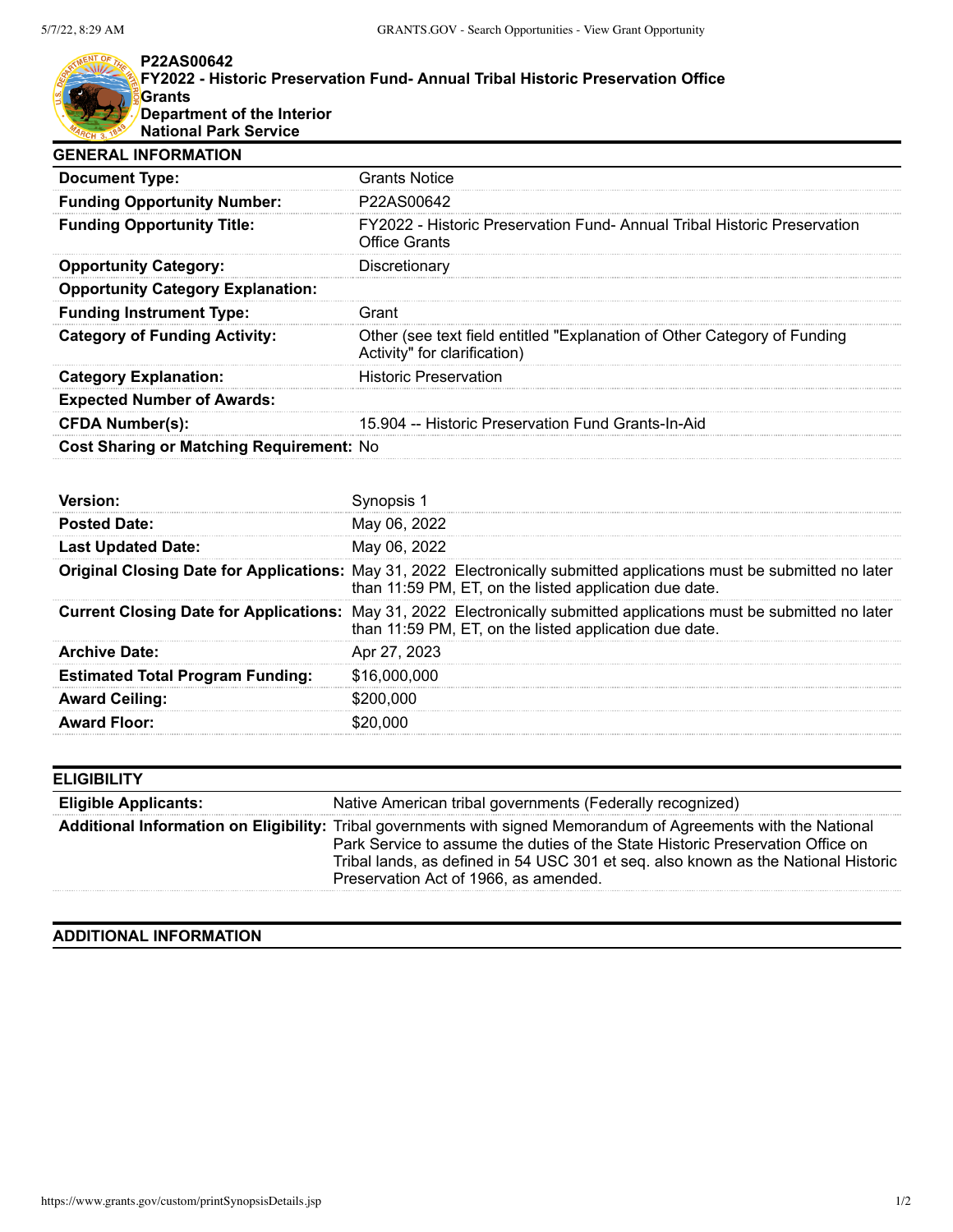**P22AS00642**
**FY2022 - Historic Preservation Fund- Annual Tribal Historic Preservation Office Grants**
**Department of the Interior**
**National Park Service**

## GENERAL INFORMATION

| | |
|---|---|
| **Document Type:** | Grants Notice |
| **Funding Opportunity Number:** | P22AS00642 |
| **Funding Opportunity Title:** | FY2022 - Historic Preservation Fund- Annual Tribal Historic Preservation Office Grants |
| **Opportunity Category:** | Discretionary |
| **Opportunity Category Explanation:** | |
| **Funding Instrument Type:** | Grant |
| **Category of Funding Activity:** | Other (see text field entitled "Explanation of Other Category of Funding Activity" for clarification) |
| **Category Explanation:** | Historic Preservation |
| **Expected Number of Awards:** | |
| **CFDA Number(s):** | 15.904 -- Historic Preservation Fund Grants-In-Aid |
| **Cost Sharing or Matching Requirement:** | No |

| | |
|---|---|
| **Version:** | Synopsis 1 |
| **Posted Date:** | May 06, 2022 |
| **Last Updated Date:** | May 06, 2022 |
| **Original Closing Date for Applications:** | May 31, 2022 Electronically submitted applications must be submitted no later than 11:59 PM, ET, on the listed application due date. |
| **Current Closing Date for Applications:** | May 31, 2022 Electronically submitted applications must be submitted no later than 11:59 PM, ET, on the listed application due date. |
| **Archive Date:** | Apr 27, 2023 |
| **Estimated Total Program Funding:** | $16,000,000 |
| **Award Ceiling:** | $200,000 |
| **Award Floor:** | $20,000 |

## ELIGIBILITY

| | |
|---|---|
| **Eligible Applicants:** | Native American tribal governments (Federally recognized) |
| **Additional Information on Eligibility:** | Tribal governments with signed Memorandum of Agreements with the National Park Service to assume the duties of the State Historic Preservation Office on Tribal lands, as defined in 54 USC 301 et seq. also known as the National Historic Preservation Act of 1966, as amended. |

## ADDITIONAL INFORMATION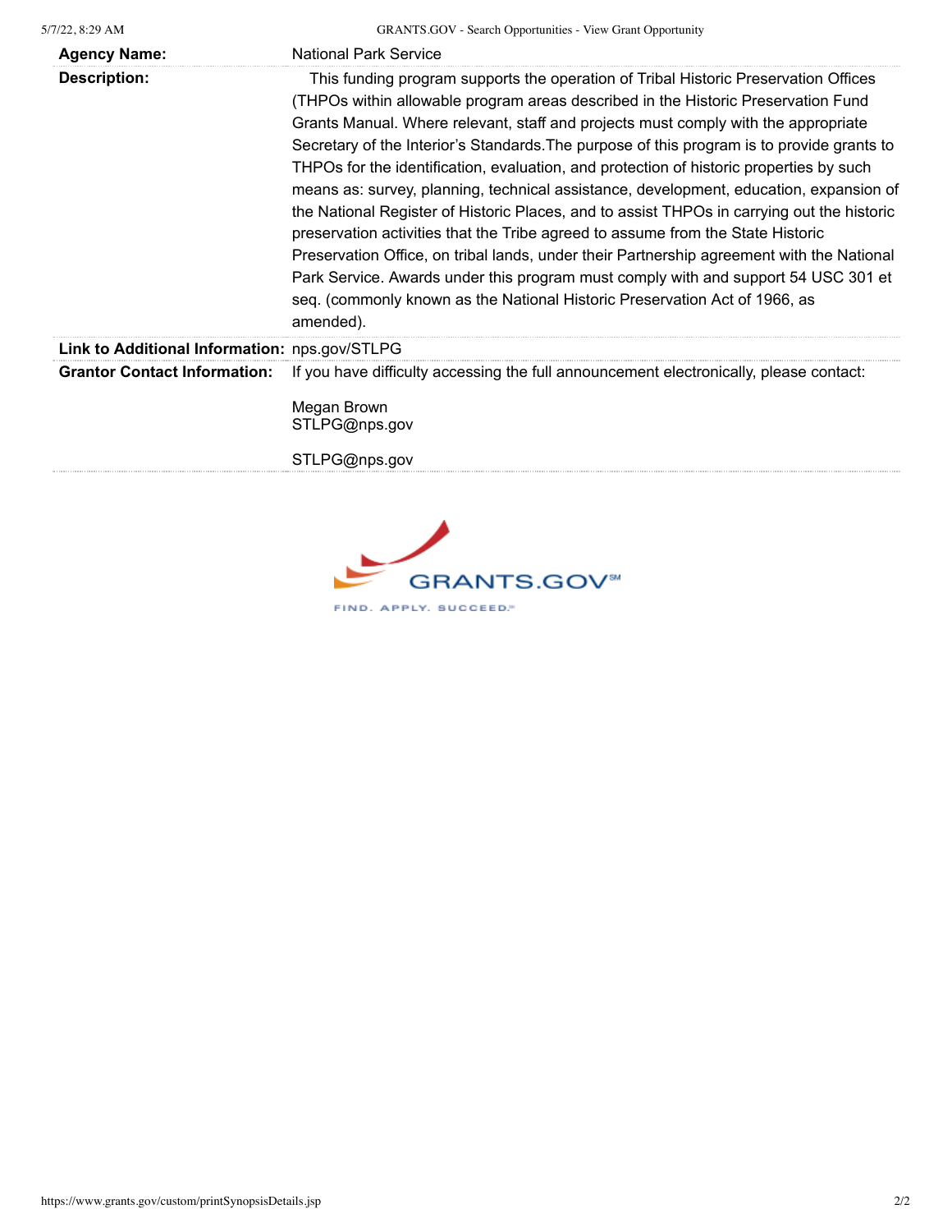| | |
|---|---|
| **Agency Name:** | National Park Service |
| **Description:** | This funding program supports the operation of Tribal Historic Preservation Offices (THPOs within allowable program areas described in the Historic Preservation Fund Grants Manual. Where relevant, staff and projects must comply with the appropriate Secretary of the Interior's Standards.The purpose of this program is to provide grants to THPOs for the identification, evaluation, and protection of historic properties by such means as: survey, planning, technical assistance, development, education, expansion of the National Register of Historic Places, and to assist THPOs in carrying out the historic preservation activities that the Tribe agreed to assume from the State Historic Preservation Office, on tribal lands, under their Partnership agreement with the National Park Service. Awards under this program must comply with and support 54 USC 301 et seq. (commonly known as the National Historic Preservation Act of 1966, as amended). |
| **Link to Additional Information:** | nps.gov/STLPG |
| **Grantor Contact Information:** | If you have difficulty accessing the full announcement electronically, please contact:<br><br>Megan Brown<br>STLPG@nps.gov<br><br>STLPG@nps.gov |

GRANTS.GOV[SM]

FIND. APPLY. SUCCEED.